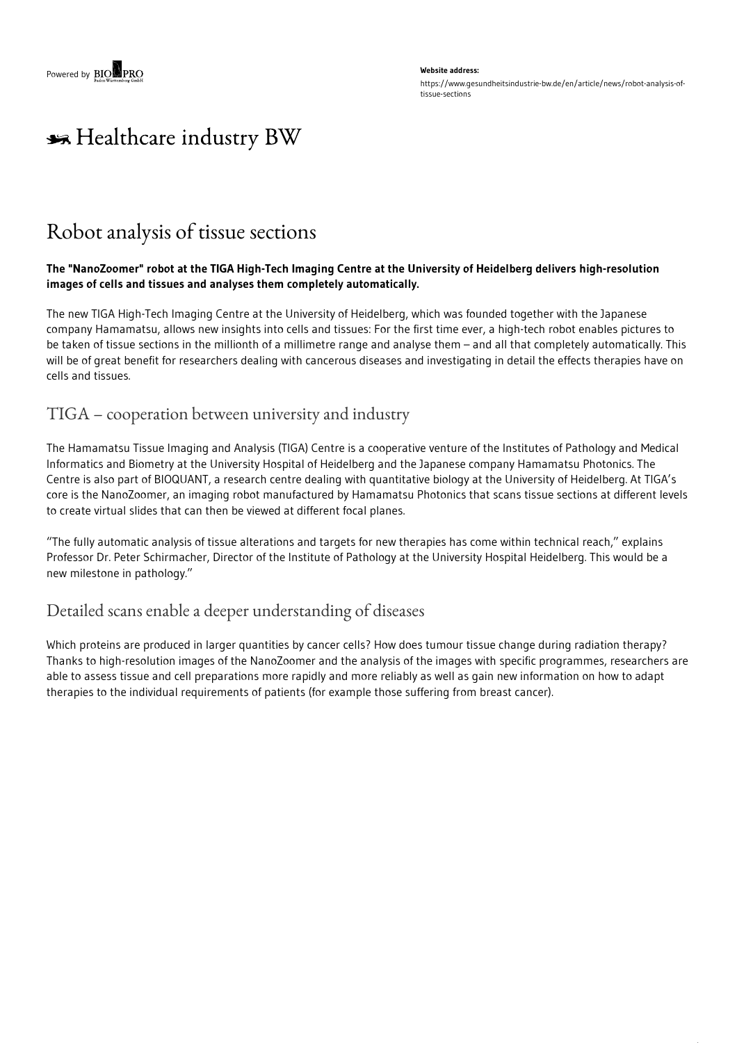Powered by BIOPRO

**Website address:**

https://www.gesundheitsindustrie-bw.de/en/article/news/robot-analysis-of-tissue-sections

Healthcare industry BW

# Robot analysis of tissue sections

**The "NanoZoomer" robot at the TIGA High-Tech Imaging Centre at the University of Heidelberg delivers high-resolution images of cells and tissues and analyses them completely automatically.**

The new TIGA High-Tech Imaging Centre at the University of Heidelberg, which was founded together with the Japanese company Hamamatsu, allows new insights into cells and tissues: For the first time ever, a high-tech robot enables pictures to be taken of tissue sections in the millionth of a millimetre range and analyse them – and all that completely automatically. This will be of great benefit for researchers dealing with cancerous diseases and investigating in detail the effects therapies have on cells and tissues.

## TIGA – cooperation between university and industry

The Hamamatsu Tissue Imaging and Analysis (TIGA) Centre is a cooperative venture of the Institutes of Pathology and Medical Informatics and Biometry at the University Hospital of Heidelberg and the Japanese company Hamamatsu Photonics. The Centre is also part of BIOQUANT, a research centre dealing with quantitative biology at the University of Heidelberg. At TIGA's core is the NanoZoomer, an imaging robot manufactured by Hamamatsu Photonics that scans tissue sections at different levels to create virtual slides that can then be viewed at different focal planes.

"The fully automatic analysis of tissue alterations and targets for new therapies has come within technical reach," explains Professor Dr. Peter Schirmacher, Director of the Institute of Pathology at the University Hospital Heidelberg. This would be a new milestone in pathology."

## Detailed scans enable a deeper understanding of diseases

Which proteins are produced in larger quantities by cancer cells? How does tumour tissue change during radiation therapy? Thanks to high-resolution images of the NanoZoomer and the analysis of the images with specific programmes, researchers are able to assess tissue and cell preparations more rapidly and more reliably as well as gain new information on how to adapt therapies to the individual requirements of patients (for example those suffering from breast cancer).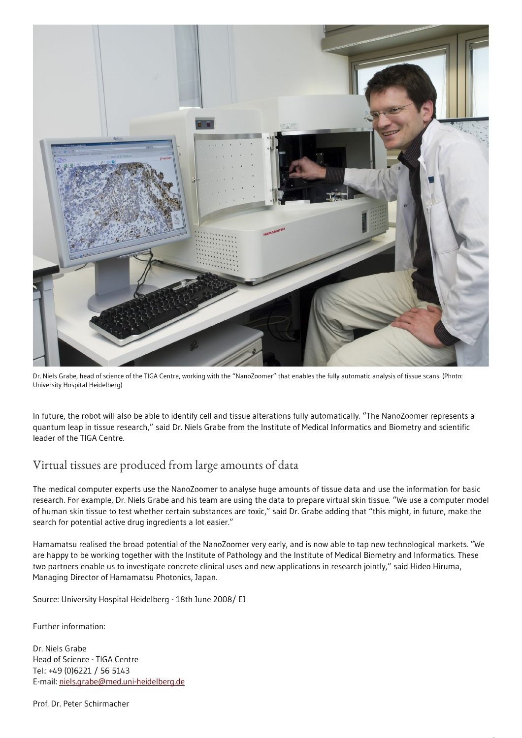Dr. Niels Grabe, head of science of the TIGA Centre, working with the "NanoZoomer" that enables the fully automatic analysis of tissue scans. (Photo: University Hospital Heidelberg)

In future, the robot will also be able to identify cell and tissue alterations fully automatically. "The NanoZoomer represents a quantum leap in tissue research," said Dr. Niels Grabe from the Institute of Medical Informatics and Biometry and scientific leader of the TIGA Centre.

## Virtual tissues are produced from large amounts of data

The medical computer experts use the NanoZoomer to analyse huge amounts of tissue data and use the information for basic research. For example, Dr. Niels Grabe and his team are using the data to prepare virtual skin tissue. "We use a computer model of human skin tissue to test whether certain substances are toxic," said Dr. Grabe adding that "this might, in future, make the search for potential active drug ingredients a lot easier."

Hamamatsu realised the broad potential of the NanoZoomer very early, and is now able to tap new technological markets. "We are happy to be working together with the Institute of Pathology and the Institute of Medical Biometry and Informatics. These two partners enable us to investigate concrete clinical uses and new applications in research jointly," said Hideo Hiruma, Managing Director of Hamamatsu Photonics, Japan.

Source: University Hospital Heidelberg - 18th June 2008/ EJ

Further information:

Dr. Niels Grabe
Head of Science - TIGA Centre
Tel.: +49 (0)6221 / 56 5143
E-mail: niels.grabe@med.uni-heidelberg.de

Prof. Dr. Peter Schirmacher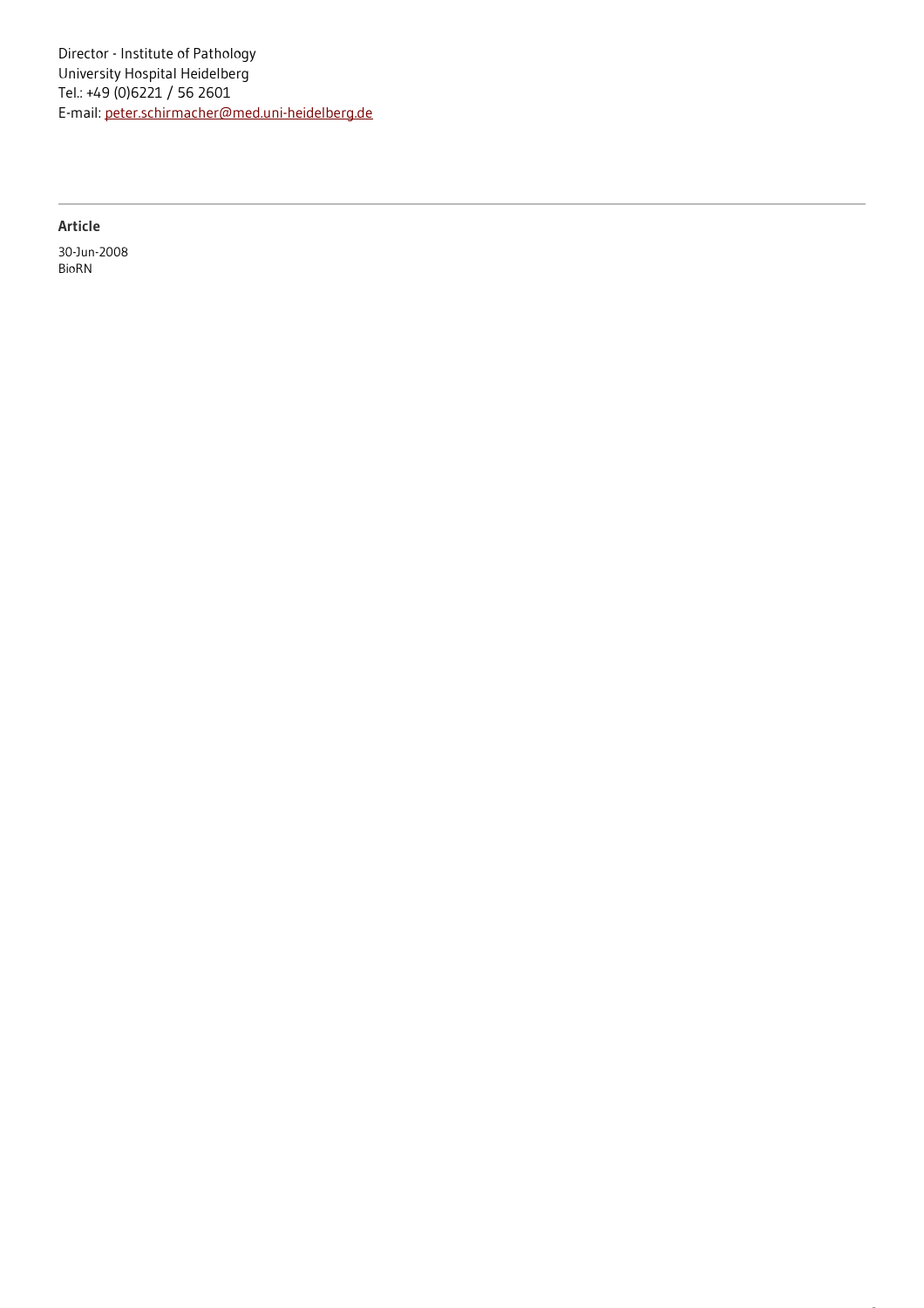Director - Institute of Pathology
University Hospital Heidelberg
Tel.: +49 (0)6221 / 56 2601
E-mail: [peter.schirmacher@med.uni-heidelberg.de](mailto:peter.schirmacher@med.uni-heidelberg.de)

---

**Article**

30-Jun-2008
BioRN